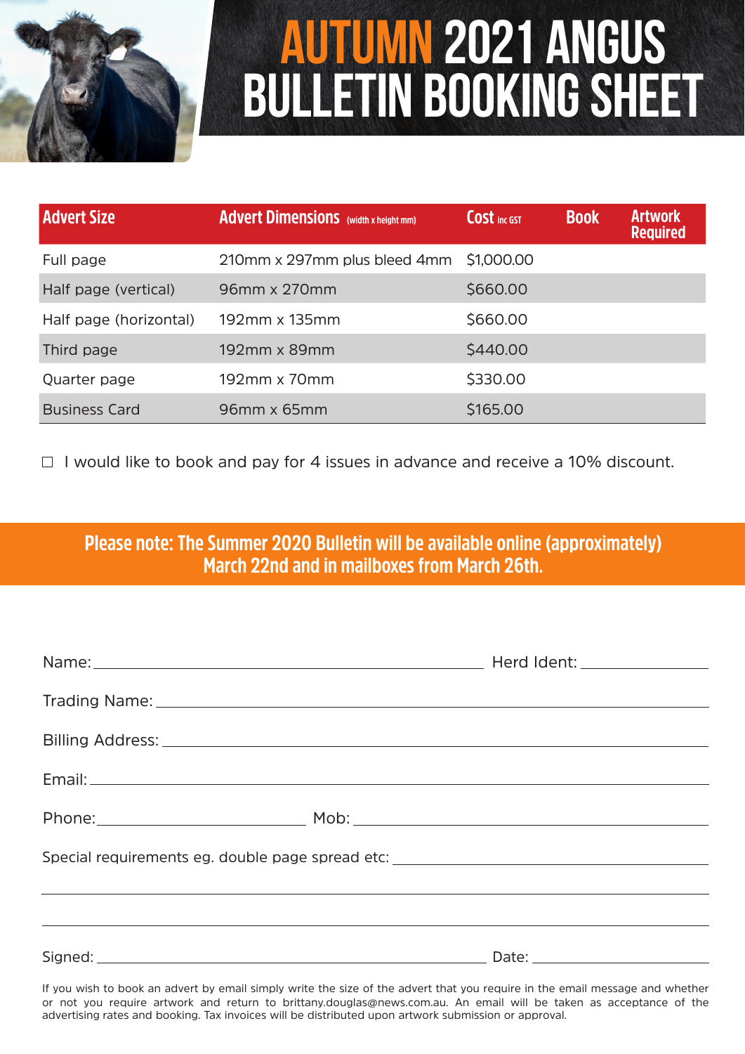# AUTUMN 2021 ANGUS BULLETIN BOOKING SHEET

| Advert Size | Advert Dimensions (width x height mm) | Cost inc GST | Book | Artwork Required |
|---|---|---|---|---|
| Full page | 210mm x 297mm plus bleed 4mm | $1,000.00 | | |
| Half page (vertical) | 96mm x 270mm | $660.00 | | |
| Half page (horizontal) | 192mm x 135mm | $660.00 | | |
| Third page | 192mm x 89mm | $440.00 | | |
| Quarter page | 192mm x 70mm | $330.00 | | |
| Business Card | 96mm x 65mm | $165.00 | | |

☐ I would like to book and pay for 4 issues in advance and receive a 10% discount.

**Please note: The Summer 2020 Bulletin will be available online (approximately) March 22nd and in mailboxes from March 26th.**

Name: ______________________________ Herd Ident: ______________

Trading Name: ______________________________

Billing Address: ______________________________

Email: ______________________________

Phone: ______________ Mob: ______________________________

Special requirements eg. double page spread etc: ______________________________

______________________________

______________________________

Signed: ______________________________ Date: ______________

If you wish to book an advert by email simply write the size of the advert that you require in the email message and whether or not you require artwork and return to brittany.douglas@news.com.au. An email will be taken as acceptance of the advertising rates and booking. Tax invoices will be distributed upon artwork submission or approval.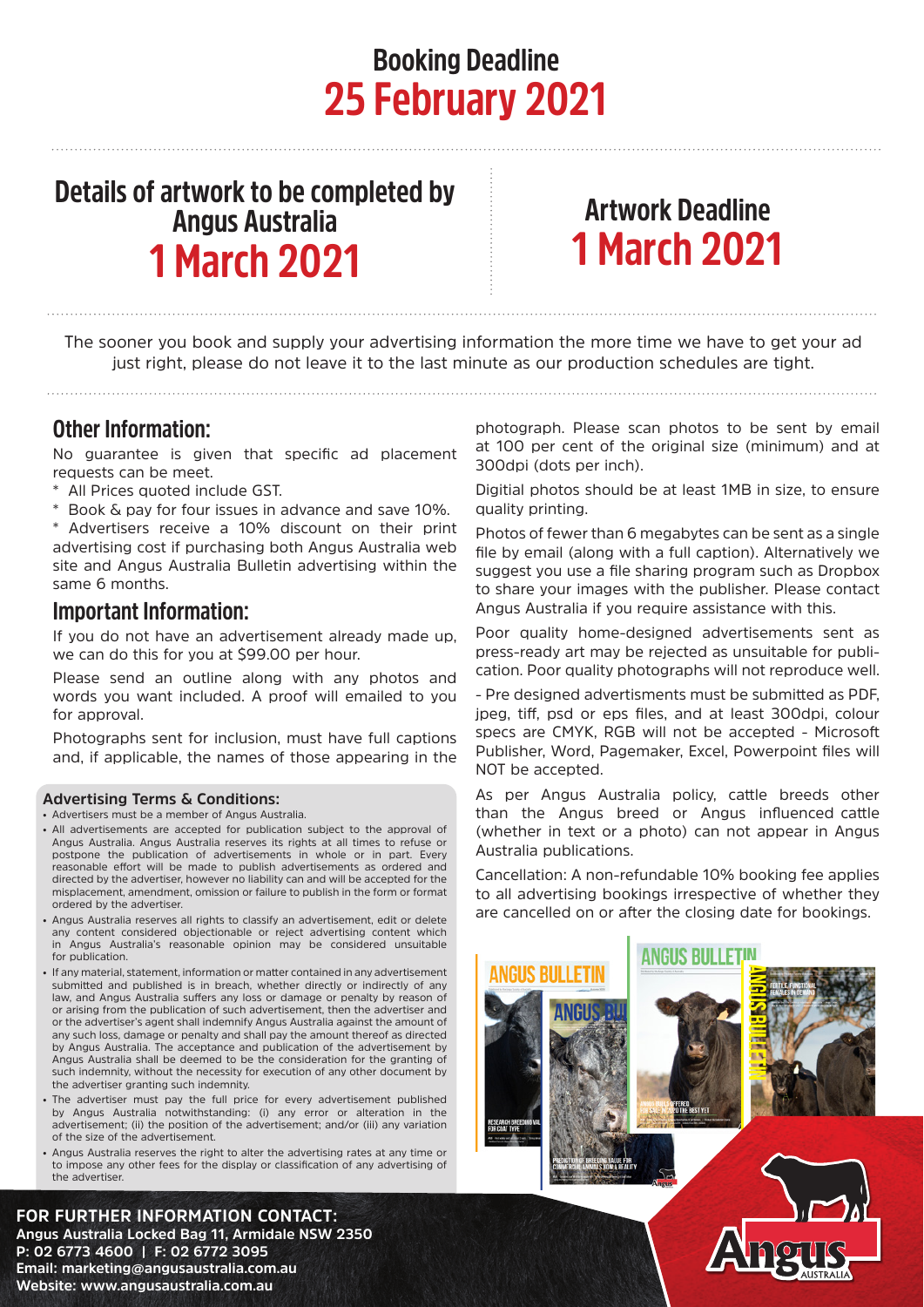## Booking Deadline
## 25 February 2021

## Details of artwork to be completed by Angus Australia
## 1 March 2021

## Artwork Deadline
## 1 March 2021

The sooner you book and supply your advertising information the more time we have to get your ad just right, please do not leave it to the last minute as our production schedules are tight.

### Other Information:

No guarantee is given that specific ad placement requests can be meet.

* All Prices quoted include GST.
* Book & pay for four issues in advance and save 10%.
* Advertisers receive a 10% discount on their print advertising cost if purchasing both Angus Australia web site and Angus Australia Bulletin advertising within the same 6 months.

### Important Information:

If you do not have an advertisement already made up, we can do this for you at $99.00 per hour.

Please send an outline along with any photos and words you want included. A proof will emailed to you for approval.

Photographs sent for inclusion, must have full captions and, if applicable, the names of those appearing in the photograph. Please scan photos to be sent by email at 100 per cent of the original size (minimum) and at 300dpi (dots per inch).

Digitial photos should be at least 1MB in size, to ensure quality printing.

Photos of fewer than 6 megabytes can be sent as a single file by email (along with a full caption). Alternatively we suggest you use a file sharing program such as Dropbox to share your images with the publisher. Please contact Angus Australia if you require assistance with this.

Poor quality home-designed advertisements sent as press-ready art may be rejected as unsuitable for publication. Poor quality photographs will not reproduce well.

- Pre designed advertisments must be submitted as PDF, jpeg, tiff, psd or eps files, and at least 300dpi, colour specs are CMYK, RGB will not be accepted - Microsoft Publisher, Word, Pagemaker, Excel, Powerpoint files will NOT be accepted.

As per Angus Australia policy, cattle breeds other than the Angus breed or Angus influenced cattle (whether in text or a photo) can not appear in Angus Australia publications.

Cancellation: A non-refundable 10% booking fee applies to all advertising bookings irrespective of whether they are cancelled on or after the closing date for bookings.

#### Advertising Terms & Conditions:

- Advertisers must be a member of Angus Australia.
- All advertisements are accepted for publication subject to the approval of Angus Australia. Angus Australia reserves its rights at all times to refuse or postpone the publication of advertisements in whole or in part. Every reasonable effort will be made to publish advertisements as ordered and directed by the advertiser, however no liability can and will be accepted for the misplacement, amendment, omission or failure to publish in the form or format ordered by the advertiser.
- Angus Australia reserves all rights to classify an advertisement, edit or delete any content considered objectionable or reject advertising content which in Angus Australia's reasonable opinion may be considered unsuitable for publication.
- If any material, statement, information or matter contained in any advertisement submitted and published is in breach, whether directly or indirectly of any law, and Angus Australia suffers any loss or damage or penalty by reason of or arising from the publication of such advertisement, then the advertiser and or the advertiser's agent shall indemnify Angus Australia against the amount of any such loss, damage or penalty and shall pay the amount thereof as directed by Angus Australia. The acceptance and publication of the advertisement by Angus Australia shall be deemed to be the consideration for the granting of such indemnity, without the necessity for execution of any other document by the advertiser granting such indemnity.
- The advertiser must pay the full price for every advertisement published by Angus Australia notwithstanding: (i) any error or alteration in the advertisement; (ii) the position of the advertisement; and/or (iii) any variation of the size of the advertisement.
- Angus Australia reserves the right to alter the advertising rates at any time or to impose any other fees for the display or classification of any advertising of the advertiser.

**FOR FURTHER INFORMATION CONTACT:**
**Angus Australia Locked Bag 11, Armidale NSW 2350**
**P: 02 6773 4600 | F: 02 6772 3095**
**Email: marketing@angusaustralia.com.au**
**Website: www.angusaustralia.com.au**